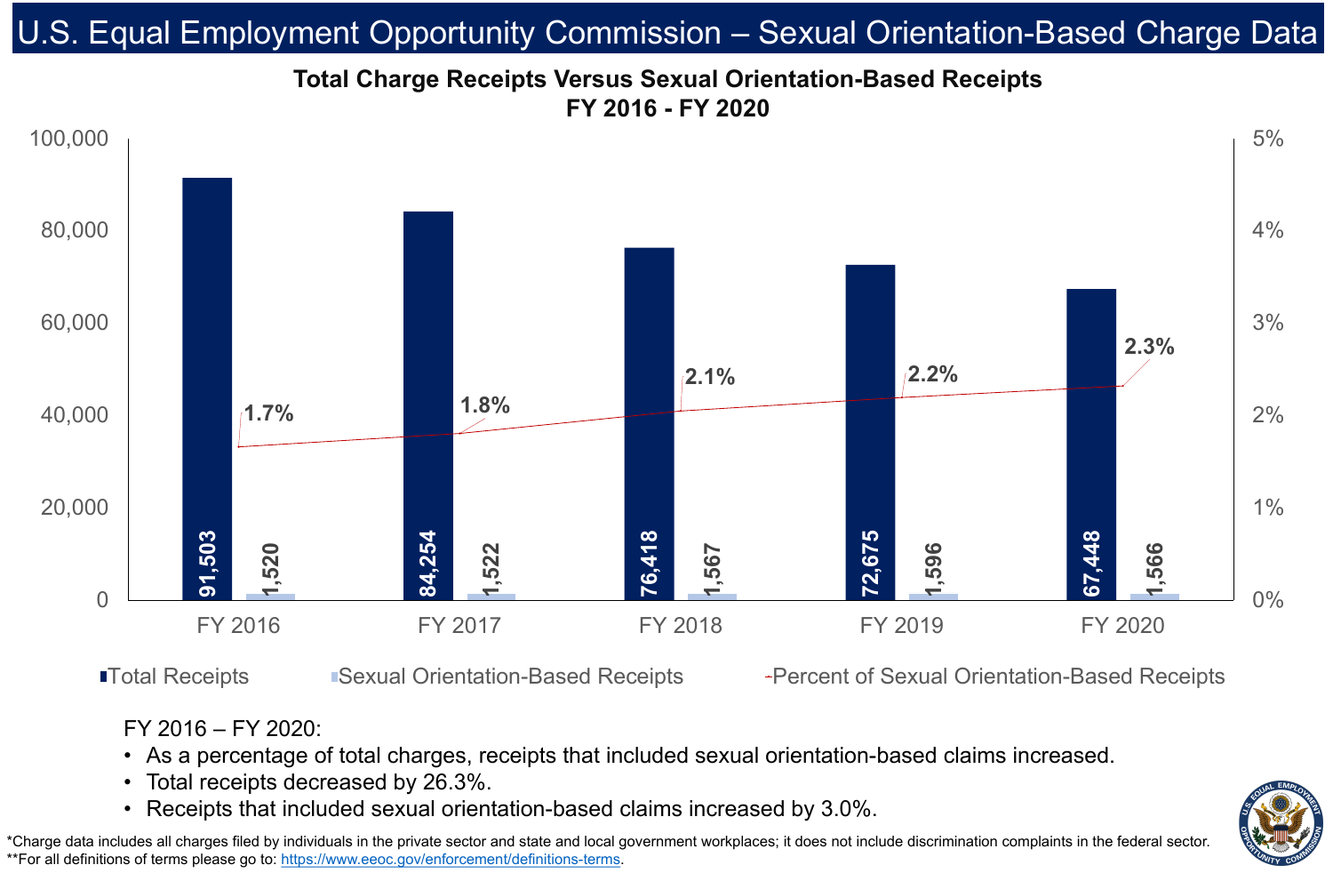# U.S. Equal Employment Opportunity Commission – Sexual Orientation-Based Charge Data

**Total Charge Receipts Versus Sexual Orientation-Based Receipts**
**FY 2016 - FY 2020**

100,000
80,000
60,000
40,000
20,000
0

5%
4%
3%
2%
1%
0%

FY 2016: 91,503; 1,520; 1.7%
FY 2017: 84,254; 1,522; 1.8%
FY 2018: 76,418; 1,567; 2.1%
FY 2019: 72,675; 1,596; 2.2%
FY 2020: 67,448; 1,566; 2.3%

Total Receipts
Sexual Orientation-Based Receipts
Percent of Sexual Orientation-Based Receipts

FY 2016 – FY 2020:

- As a percentage of total charges, receipts that included sexual orientation-based claims increased.
- Total receipts decreased by 26.3%.
- Receipts that included sexual orientation-based claims increased by 3.0%.

*Charge data includes all charges filed by individuals in the private sector and state and local government workplaces; it does not include discrimination complaints in the federal sector.
**For all definitions of terms please go to: https://www.eeoc.gov/enforcement/definitions-terms.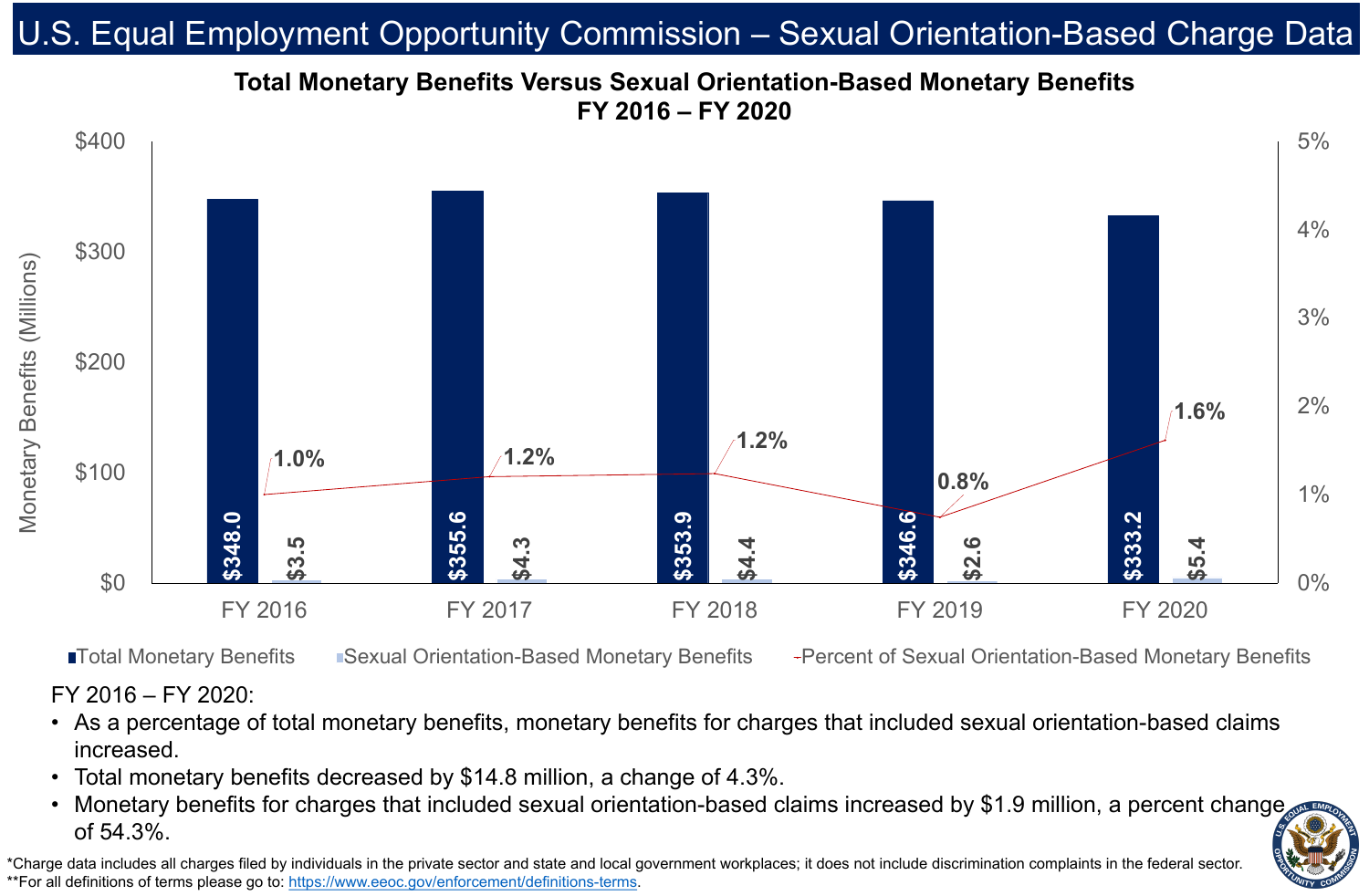# U.S. Equal Employment Opportunity Commission – Sexual Orientation-Based Charge Data

**Total Monetary Benefits Versus Sexual Orientation-Based Monetary Benefits**
**FY 2016 – FY 2020**

Monetary Benefits (Millions)

$400
$300
$200
$100
$0

5%
4%
3%
2%
1%
0%

FY 2016: $348.0, $3.5, 1.0%
FY 2017: $355.6, $4.3, 1.2%
FY 2018: $353.9, $4.4, 1.2%
FY 2019: $346.6, $2.6, 0.8%
FY 2020: $333.2, $5.4, 1.6%

Total Monetary Benefits
Sexual Orientation-Based Monetary Benefits
Percent of Sexual Orientation-Based Monetary Benefits

FY 2016 – FY 2020:

- As a percentage of total monetary benefits, monetary benefits for charges that included sexual orientation-based claims increased.
- Total monetary benefits decreased by $14.8 million, a change of 4.3%.
- Monetary benefits for charges that included sexual orientation-based claims increased by $1.9 million, a percent change of 54.3%.

*Charge data includes all charges filed by individuals in the private sector and state and local government workplaces; it does not include discrimination complaints in the federal sector.
**For all definitions of terms please go to: https://www.eeoc.gov/enforcement/definitions-terms.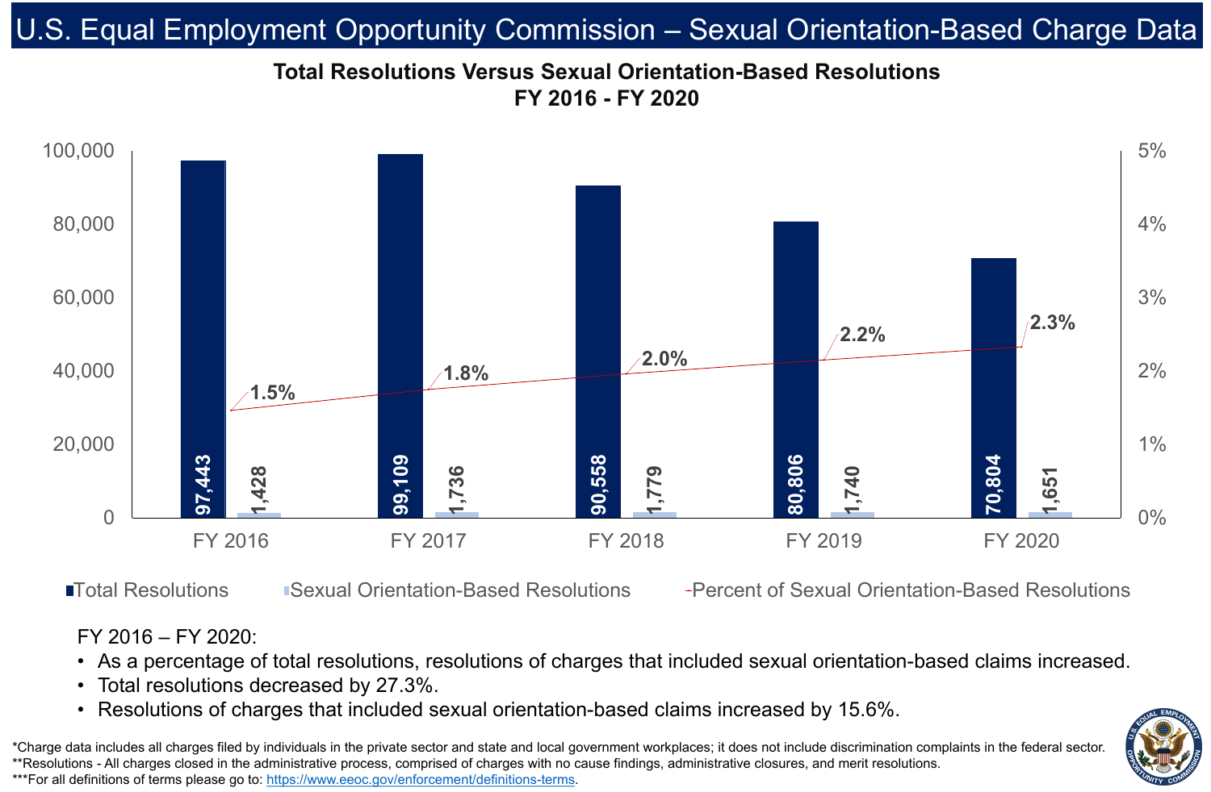# U.S. Equal Employment Opportunity Commission – Sexual Orientation-Based Charge Data

**Total Resolutions Versus Sexual Orientation-Based Resolutions**
**FY 2016 - FY 2020**

100,000
80,000
60,000
40,000
20,000
0

5%
4%
3%
2%
1%
0%

FY 2016: 97,443; 1,428; 1.5%
FY 2017: 99,109; 1,736; 1.8%
FY 2018: 90,558; 1,779; 2.0%
FY 2019: 80,806; 1,740; 2.2%
FY 2020: 70,804; 1,651; 2.3%

Total Resolutions
Sexual Orientation-Based Resolutions
Percent of Sexual Orientation-Based Resolutions

FY 2016 – FY 2020:

- As a percentage of total resolutions, resolutions of charges that included sexual orientation-based claims increased.
- Total resolutions decreased by 27.3%.
- Resolutions of charges that included sexual orientation-based claims increased by 15.6%.

*Charge data includes all charges filed by individuals in the private sector and state and local government workplaces; it does not include discrimination complaints in the federal sector.
**Resolutions - All charges closed in the administrative process, comprised of charges with no cause findings, administrative closures, and merit resolutions.
***For all definitions of terms please go to: https://www.eeoc.gov/enforcement/definitions-terms.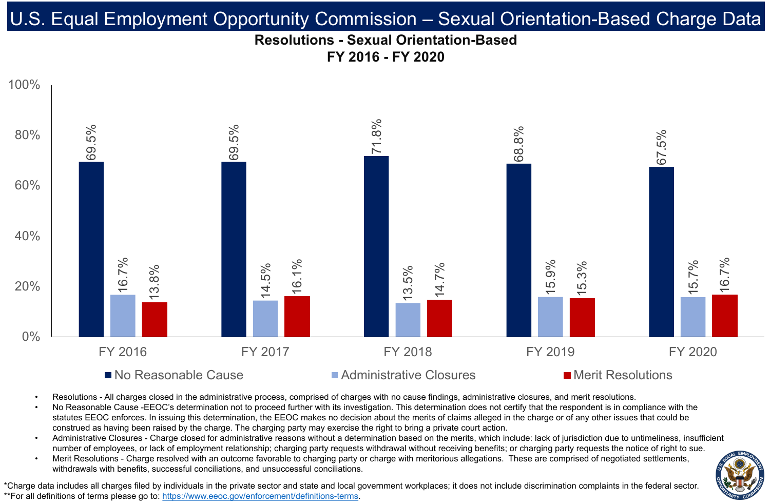# U.S. Equal Employment Opportunity Commission – Sexual Orientation-Based Charge Data

## Resolutions - Sexual Orientation-Based
## FY 2016 - FY 2020

100%
80%
60%
40%
20%
0%

FY 2016: 69.5%, 16.7%, 13.8%
FY 2017: 69.5%, 14.5%, 16.1%
FY 2018: 71.8%, 13.5%, 14.7%
FY 2019: 68.8%, 15.9%, 15.3%
FY 2020: 67.5%, 15.7%, 16.7%

No Reasonable Cause    Administrative Closures    Merit Resolutions

- Resolutions - All charges closed in the administrative process, comprised of charges with no cause findings, administrative closures, and merit resolutions.
- No Reasonable Cause -EEOC's determination not to proceed further with its investigation. This determination does not certify that the respondent is in compliance with the statutes EEOC enforces. In issuing this determination, the EEOC makes no decision about the merits of claims alleged in the charge or of any other issues that could be construed as having been raised by the charge. The charging party may exercise the right to bring a private court action.
- Administrative Closures - Charge closed for administrative reasons without a determination based on the merits, which include: lack of jurisdiction due to untimeliness, insufficient number of employees, or lack of employment relationship; charging party requests withdrawal without receiving benefits; or charging party requests the notice of right to sue.
- Merit Resolutions - Charge resolved with an outcome favorable to charging party or charge with meritorious allegations. These are comprised of negotiated settlements, withdrawals with benefits, successful conciliations, and unsuccessful conciliations.

*Charge data includes all charges filed by individuals in the private sector and state and local government workplaces; it does not include discrimination complaints in the federal sector.
**For all definitions of terms please go to: https://www.eeoc.gov/enforcement/definitions-terms.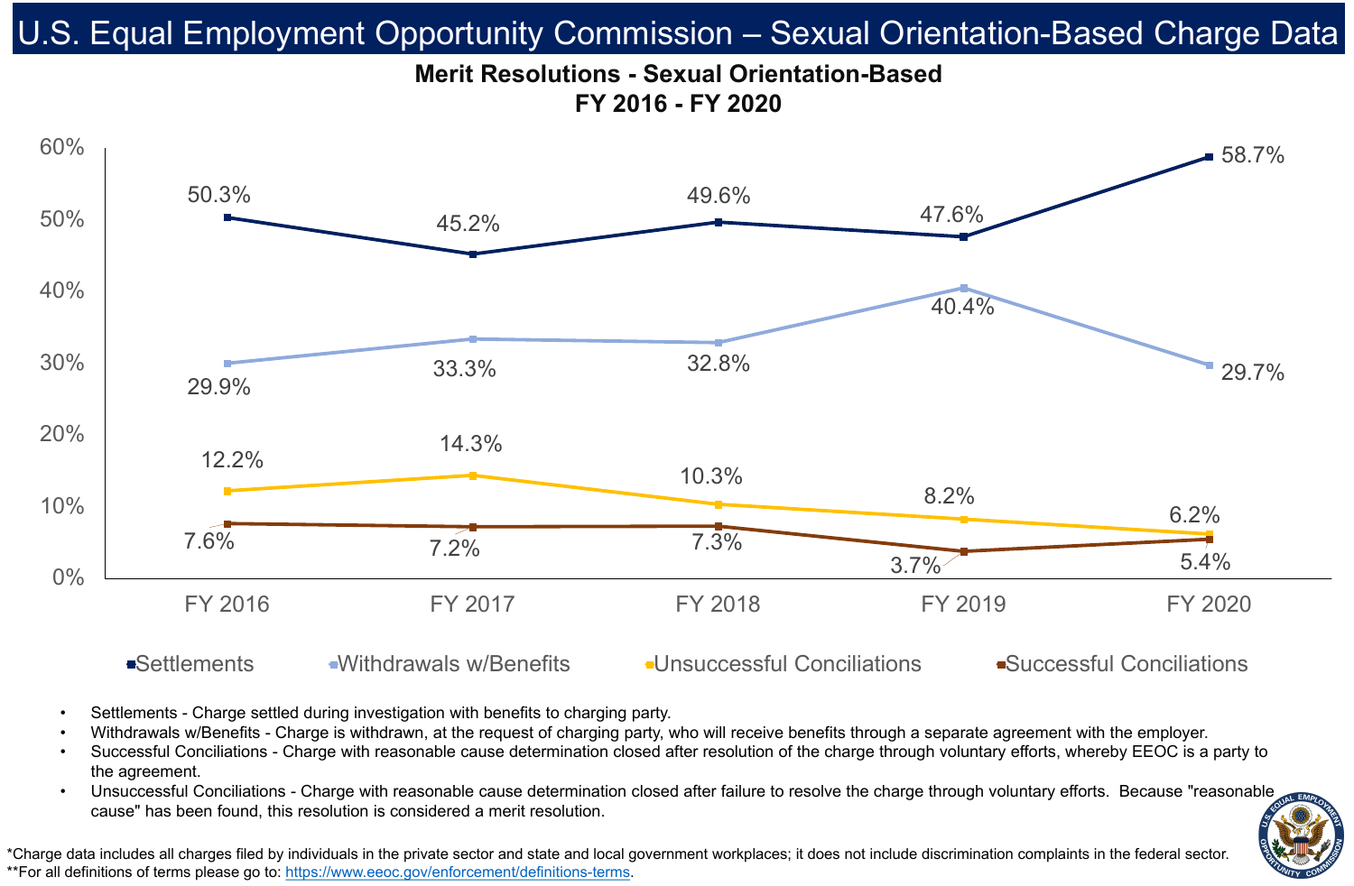# U.S. Equal Employment Opportunity Commission – Sexual Orientation-Based Charge Data

## Merit Resolutions - Sexual Orientation-Based
## FY 2016 - FY 2020

60%
50%
40%
30%
20%
10%
0%

50.3%
45.2%
49.6%
47.6%
58.7%

29.9%
33.3%
32.8%
40.4%
29.7%

12.2%
14.3%
10.3%
8.2%
6.2%

7.6%
7.2%
7.3%
3.7%
5.4%

FY 2016
FY 2017
FY 2018
FY 2019
FY 2020

Settlements
Withdrawals w/Benefits
Unsuccessful Conciliations
Successful Conciliations

- Settlements - Charge settled during investigation with benefits to charging party.
- Withdrawals w/Benefits - Charge is withdrawn, at the request of charging party, who will receive benefits through a separate agreement with the employer.
- Successful Conciliations - Charge with reasonable cause determination closed after resolution of the charge through voluntary efforts, whereby EEOC is a party to the agreement.
- Unsuccessful Conciliations - Charge with reasonable cause determination closed after failure to resolve the charge through voluntary efforts. Because "reasonable cause" has been found, this resolution is considered a merit resolution.

*Charge data includes all charges filed by individuals in the private sector and state and local government workplaces; it does not include discrimination complaints in the federal sector.
**For all definitions of terms please go to: https://www.eeoc.gov/enforcement/definitions-terms.